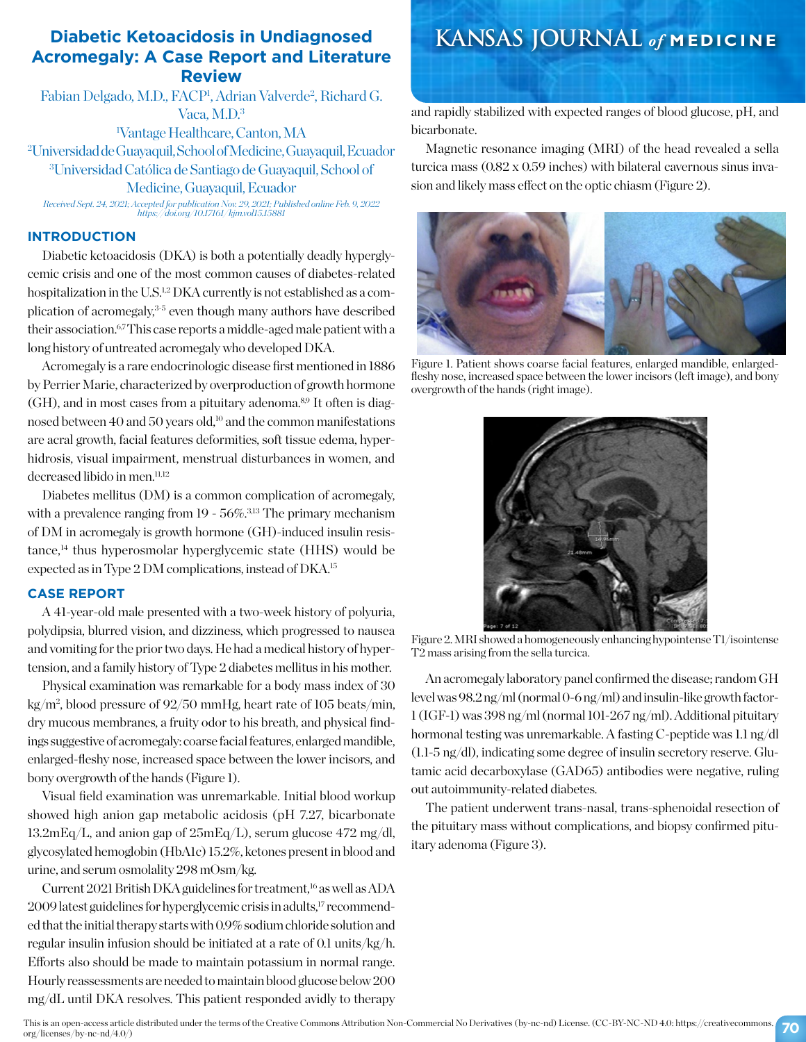# Diabetic Ketoacidosis in Undiagnosed Acromegaly: A Case Report and Literature Review

Fabian Delgado, M.D., FACP[1], Adrian Valverde[2], Richard G. Vaca, M.D.[3]

[1]Vantage Healthcare, Canton, MA

[2]Universidad de Guayaquil, School of Medicine, Guayaquil, Ecuador

[3]Universidad Católica de Santiago de Guayaquil, School of Medicine, Guayaquil, Ecuador

*Received Sept. 24, 2021; Accepted for publication Nov. 29, 2021; Published online Feb. 9, 2022 https://doi.org/10.17161/kjm.vol15.15881*

## INTRODUCTION

Diabetic ketoacidosis (DKA) is both a potentially deadly hyperglycemic crisis and one of the most common causes of diabetes-related hospitalization in the U.S.[1,2] DKA currently is not established as a complication of acromegaly,[3-5] even though many authors have described their association.[6,7] This case reports a middle-aged male patient with a long history of untreated acromegaly who developed DKA.

Acromegaly is a rare endocrinologic disease first mentioned in 1886 by Perrier Marie, characterized by overproduction of growth hormone (GH), and in most cases from a pituitary adenoma.[8,9] It often is diagnosed between 40 and 50 years old,[10] and the common manifestations are acral growth, facial features deformities, soft tissue edema, hyperhidrosis, visual impairment, menstrual disturbances in women, and decreased libido in men.[11,12]

Diabetes mellitus (DM) is a common complication of acromegaly, with a prevalence ranging from 19 - 56%.[3,13] The primary mechanism of DM in acromegaly is growth hormone (GH)-induced insulin resistance,[14] thus hyperosmolar hyperglycemic state (HHS) would be expected as in Type 2 DM complications, instead of DKA.[15]

## CASE REPORT

A 41-year-old male presented with a two-week history of polyuria, polydipsia, blurred vision, and dizziness, which progressed to nausea and vomiting for the prior two days. He had a medical history of hypertension, and a family history of Type 2 diabetes mellitus in his mother.

Physical examination was remarkable for a body mass index of 30 kg/m$^2$, blood pressure of 92/50 mmHg, heart rate of 105 beats/min, dry mucous membranes, a fruity odor to his breath, and physical findings suggestive of acromegaly: coarse facial features, enlarged mandible, enlarged-fleshy nose, increased space between the lower incisors, and bony overgrowth of the hands (Figure 1).

Visual field examination was unremarkable. Initial blood workup showed high anion gap metabolic acidosis (pH 7.27, bicarbonate 13.2mEq/L, and anion gap of 25mEq/L), serum glucose 472 mg/dl, glycosylated hemoglobin (HbA1c) 15.2%, ketones present in blood and urine, and serum osmolality 298 mOsm/kg.

Current 2021 British DKA guidelines for treatment,[16] as well as ADA 2009 latest guidelines for hyperglycemic crisis in adults,[17] recommended that the initial therapy starts with 0.9% sodium chloride solution and regular insulin infusion should be initiated at a rate of 0.1 units/kg/h. Efforts also should be made to maintain potassium in normal range. Hourly reassessments are needed to maintain blood glucose below 200 mg/dL until DKA resolves. This patient responded avidly to therapy and rapidly stabilized with expected ranges of blood glucose, pH, and bicarbonate.

Magnetic resonance imaging (MRI) of the head revealed a sella turcica mass (0.82 x 0.59 inches) with bilateral cavernous sinus invasion and likely mass effect on the optic chiasm (Figure 2).

Figure 1. Patient shows coarse facial features, enlarged mandible, enlarged-fleshy nose, increased space between the lower incisors (left image), and bony overgrowth of the hands (right image).

Figure 2. MRI showed a homogeneously enhancing hypointense T1/isointense T2 mass arising from the sella turcica.

An acromegaly laboratory panel confirmed the disease; random GH level was 98.2 ng/ml (normal 0-6 ng/ml) and insulin-like growth factor-1 (IGF-1) was 398 ng/ml (normal 101-267 ng/ml). Additional pituitary hormonal testing was unremarkable. A fasting C-peptide was 1.1 ng/dl (1.1-5 ng/dl), indicating some degree of insulin secretory reserve. Glutamic acid decarboxylase (GAD65) antibodies were negative, ruling out autoimmunity-related diabetes.

The patient underwent trans-nasal, trans-sphenoidal resection of the pituitary mass without complications, and biopsy confirmed pituitary adenoma (Figure 3).

This is an open-access article distributed under the terms of the Creative Commons Attribution Non-Commercial No Derivatives (by-nc-nd) License. (CC-BY-NC-ND 4.0: https://creativecommons.org/licenses/by-nc-nd/4.0/)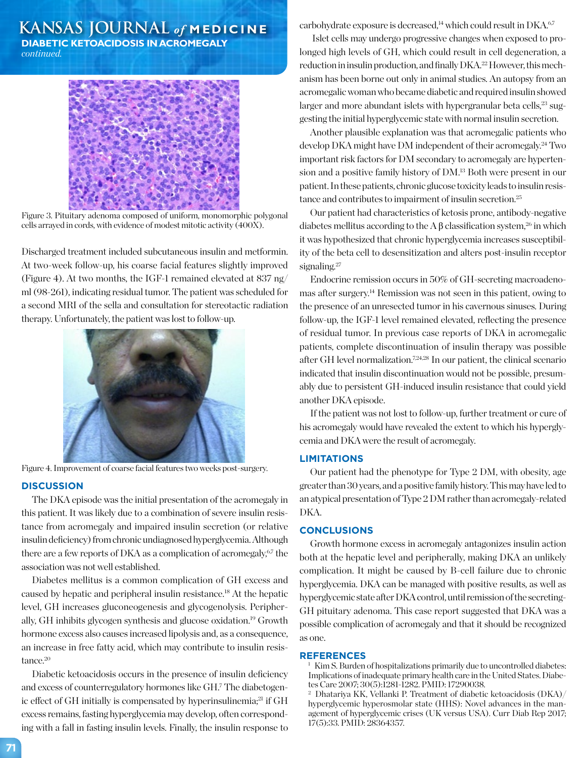Figure 3. Pituitary adenoma composed of uniform, monomorphic polygonal cells arrayed in cords, with evidence of modest mitotic activity (400X).

Discharged treatment included subcutaneous insulin and metformin. At two-week follow-up, his coarse facial features slightly improved (Figure 4). At two months, the IGF-1 remained elevated at 837 ng/ml (98-261), indicating residual tumor. The patient was scheduled for a second MRI of the sella and consultation for stereotactic radiation therapy. Unfortunately, the patient was lost to follow-up.

Figure 4. Improvement of coarse facial features two weeks post-surgery.

## DISCUSSION

The DKA episode was the initial presentation of the acromegaly in this patient. It was likely due to a combination of severe insulin resistance from acromegaly and impaired insulin secretion (or relative insulin deficiency) from chronic undiagnosed hyperglycemia. Although there are a few reports of DKA as a complication of acromegaly,[6,7] the association was not well established.

Diabetes mellitus is a common complication of GH excess and caused by hepatic and peripheral insulin resistance.[18] At the hepatic level, GH increases gluconeogenesis and glycogenolysis. Peripherally, GH inhibits glycogen synthesis and glucose oxidation.[19] Growth hormone excess also causes increased lipolysis and, as a consequence, an increase in free fatty acid, which may contribute to insulin resistance.[20]

Diabetic ketoacidosis occurs in the presence of insulin deficiency and excess of counterregulatory hormones like GH.[7] The diabetogenic effect of GH initially is compensated by hyperinsulinemia;[21] if GH excess remains, fasting hyperglycemia may develop, often corresponding with a fall in fasting insulin levels. Finally, the insulin response to carbohydrate exposure is decreased,[14] which could result in DKA.[6,7]

Islet cells may undergo progressive changes when exposed to prolonged high levels of GH, which could result in cell degeneration, a reduction in insulin production, and finally DKA.[22] However, this mechanism has been borne out only in animal studies. An autopsy from an acromegalic woman who became diabetic and required insulin showed larger and more abundant islets with hypergranular beta cells,[23] suggesting the initial hyperglycemic state with normal insulin secretion.

Another plausible explanation was that acromegalic patients who develop DKA might have DM independent of their acromegaly.[24] Two important risk factors for DM secondary to acromegaly are hypertension and a positive family history of DM.[13] Both were present in our patient. In these patients, chronic glucose toxicity leads to insulin resistance and contributes to impairment of insulin secretion.[25]

Our patient had characteristics of ketosis prone, antibody-negative diabetes mellitus according to the A β classification system,[26] in which it was hypothesized that chronic hyperglycemia increases susceptibility of the beta cell to desensitization and alters post-insulin receptor signaling.[27]

Endocrine remission occurs in 50% of GH-secreting macroadenomas after surgery.[14] Remission was not seen in this patient, owing to the presence of an unresected tumor in his cavernous sinuses. During follow-up, the IGF-1 level remained elevated, reflecting the presence of residual tumor. In previous case reports of DKA in acromegalic patients, complete discontinuation of insulin therapy was possible after GH level normalization.[7,24,28] In our patient, the clinical scenario indicated that insulin discontinuation would not be possible, presumably due to persistent GH-induced insulin resistance that could yield another DKA episode.

If the patient was not lost to follow-up, further treatment or cure of his acromegaly would have revealed the extent to which his hyperglycemia and DKA were the result of acromegaly.

## LIMITATIONS

Our patient had the phenotype for Type 2 DM, with obesity, age greater than 30 years, and a positive family history. This may have led to an atypical presentation of Type 2 DM rather than acromegaly-related DKA.

## CONCLUSIONS

Growth hormone excess in acromegaly antagonizes insulin action both at the hepatic level and peripherally, making DKA an unlikely complication. It might be caused by B-cell failure due to chronic hyperglycemia. DKA can be managed with positive results, as well as hyperglycemic state after DKA control, until remission of the secreting-GH pituitary adenoma. This case report suggested that DKA was a possible complication of acromegaly and that it should be recognized as one.

## REFERENCES

1. Kim S. Burden of hospitalizations primarily due to uncontrolled diabetes: Implications of inadequate primary health care in the United States. Diabetes Care 2007; 30(5):1281-1282. PMID: 17290038.
2. Dhatariya KK, Vellanki P. Treatment of diabetic ketoacidosis (DKA)/hyperglycemic hyperosmolar state (HHS): Novel advances in the management of hyperglycemic crises (UK versus USA). Curr Diab Rep 2017; 17(5):33. PMID: 28364357.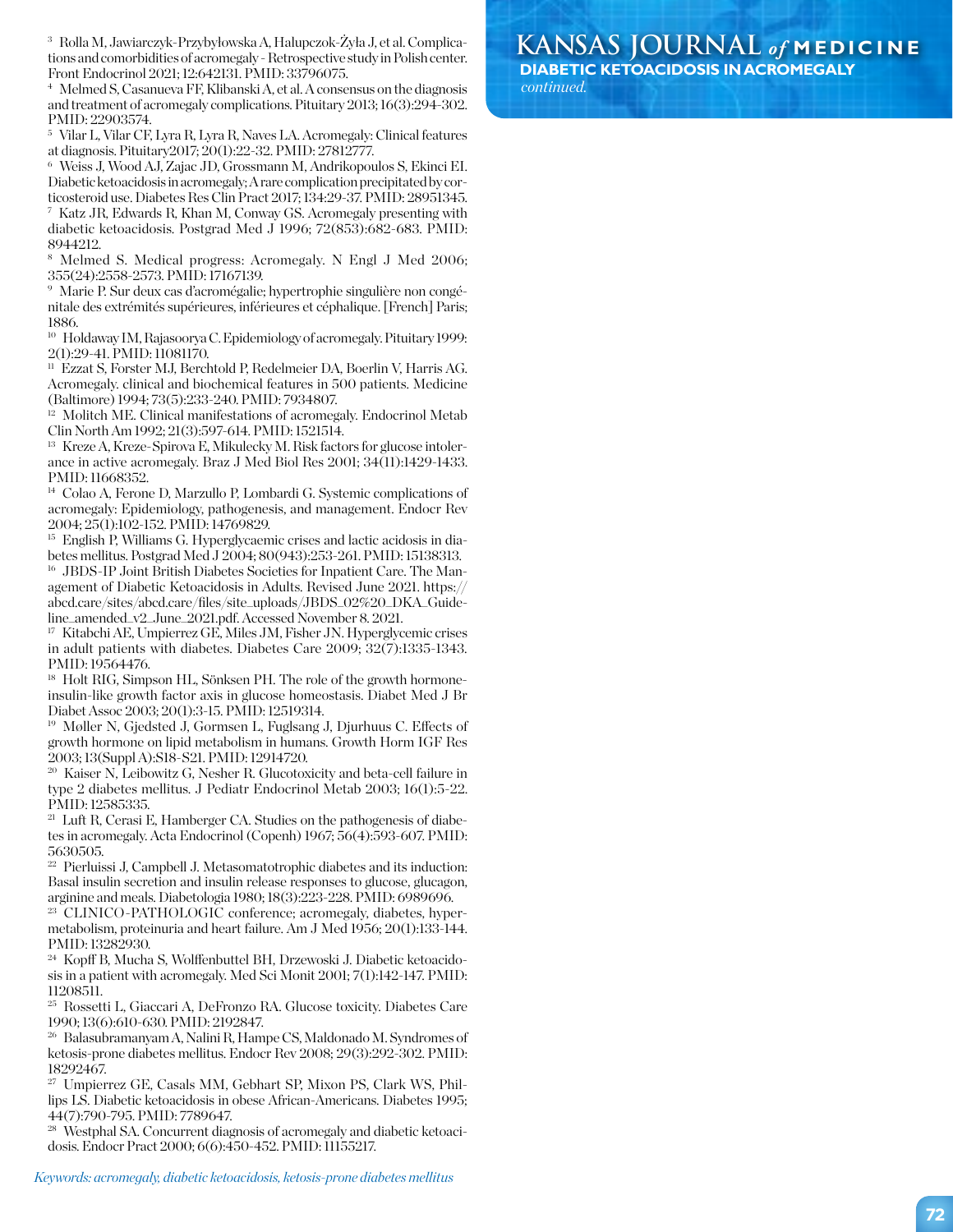[3] Rolla M, Jawiarczyk-Przybyłowska A, Halupczok-Żyła J, et al. Complications and comorbidities of acromegaly - Retrospective study in Polish center. Front Endocrinol 2021; 12:642131. PMID: 33796075.

[4] Melmed S, Casanueva FF, Klibanski A, et al. A consensus on the diagnosis and treatment of acromegaly complications. Pituitary 2013; 16(3):294-302. PMID: 22903574.

[5] Vilar L, Vilar CF, Lyra R, Lyra R, Naves LA. Acromegaly: Clinical features at diagnosis. Pituitary2017; 20(1):22-32. PMID: 27812777.

[6] Weiss J, Wood AJ, Zajac JD, Grossmann M, Andrikopoulos S, Ekinci EI. Diabetic ketoacidosis in acromegaly; A rare complication precipitated by corticosteroid use. Diabetes Res Clin Pract 2017; 134:29-37. PMID: 28951345.

[7] Katz JR, Edwards R, Khan M, Conway GS. Acromegaly presenting with diabetic ketoacidosis. Postgrad Med J 1996; 72(853):682-683. PMID: 8944212.

[8] Melmed S. Medical progress: Acromegaly. N Engl J Med 2006; 355(24):2558-2573. PMID: 17167139.

[9] Marie P. Sur deux cas d'acromégalie; hypertrophie singulière non congénitale des extrémités supérieures, inférieures et céphalique. [French] Paris; 1886.

[10] Holdaway IM, Rajasoorya C. Epidemiology of acromegaly. Pituitary 1999: 2(1):29-41. PMID: 11081170.

[11] Ezzat S, Forster MJ, Berchtold P, Redelmeier DA, Boerlin V, Harris AG. Acromegaly. clinical and biochemical features in 500 patients. Medicine (Baltimore) 1994; 73(5):233-240. PMID: 7934807.

[12] Molitch ME. Clinical manifestations of acromegaly. Endocrinol Metab Clin North Am 1992; 21(3):597-614. PMID: 1521514.

[13] Kreze A, Kreze-Spirova E, Mikulecky M. Risk factors for glucose intolerance in active acromegaly. Braz J Med Biol Res 2001; 34(11):1429-1433. PMID: 11668352.

[14] Colao A, Ferone D, Marzullo P, Lombardi G. Systemic complications of acromegaly: Epidemiology, pathogenesis, and management. Endocr Rev 2004; 25(1):102-152. PMID: 14769829.

[15] English P, Williams G. Hyperglycaemic crises and lactic acidosis in diabetes mellitus. Postgrad Med J 2004; 80(943):253-261. PMID: 15138313.

[16] JBDS-IP Joint British Diabetes Societies for Inpatient Care. The Management of Diabetic Ketoacidosis in Adults. Revised June 2021. https://abcd.care/sites/abcd.care/files/site_uploads/JBDS_02%20_DKA_Guideline_amended_v2_June_2021.pdf. Accessed November 8, 2021.

[17] Kitabchi AE, Umpierrez GE, Miles JM, Fisher JN. Hyperglycemic crises in adult patients with diabetes. Diabetes Care 2009; 32(7):1335-1343. PMID: 19564476.

[18] Holt RIG, Simpson HL, Sönksen PH. The role of the growth hormone-insulin-like growth factor axis in glucose homeostasis. Diabet Med J Br Diabet Assoc 2003; 20(1):3-15. PMID: 12519314.

[19] Møller N, Gjedsted J, Gormsen L, Fuglsang J, Djurhuus C. Effects of growth hormone on lipid metabolism in humans. Growth Horm IGF Res 2003; 13(Suppl A):S18-S21. PMID: 12914720.

[20] Kaiser N, Leibowitz G, Nesher R. Glucotoxicity and beta-cell failure in type 2 diabetes mellitus. J Pediatr Endocrinol Metab 2003; 16(1):5-22. PMID: 12585335.

[21] Luft R, Cerasi E, Hamberger CA. Studies on the pathogenesis of diabetes in acromegaly. Acta Endocrinol (Copenh) 1967; 56(4):593-607. PMID: 5630505.

[22] Pierluissi J, Campbell J. Metasomatotrophic diabetes and its induction: Basal insulin secretion and insulin release responses to glucose, glucagon, arginine and meals. Diabetologia 1980; 18(3):223-228. PMID: 6989696.

[23] CLINICO-PATHOLOGIC conference; acromegaly, diabetes, hypermetabolism, proteinuria and heart failure. Am J Med 1956; 20(1):133-144. PMID: 13282930.

[24] Kopff B, Mucha S, Wolffenbuttel BH, Drzewoski J. Diabetic ketoacidosis in a patient with acromegaly. Med Sci Monit 2001; 7(1):142-147. PMID: 11208511.

[25] Rossetti L, Giaccari A, DeFronzo RA. Glucose toxicity. Diabetes Care 1990; 13(6):610-630. PMID: 2192847.

[26] Balasubramanyam A, Nalini R, Hampe CS, Maldonado M. Syndromes of ketosis-prone diabetes mellitus. Endocr Rev 2008; 29(3):292-302. PMID: 18292467.

[27] Umpierrez GE, Casals MM, Gebhart SP, Mixon PS, Clark WS, Phillips LS. Diabetic ketoacidosis in obese African-Americans. Diabetes 1995; 44(7):790-795. PMID: 7789647.

[28] Westphal SA. Concurrent diagnosis of acromegaly and diabetic ketoacidosis. Endocr Pract 2000; 6(6):450-452. PMID: 11155217.

*Keywords: acromegaly, diabetic ketoacidosis, ketosis-prone diabetes mellitus*